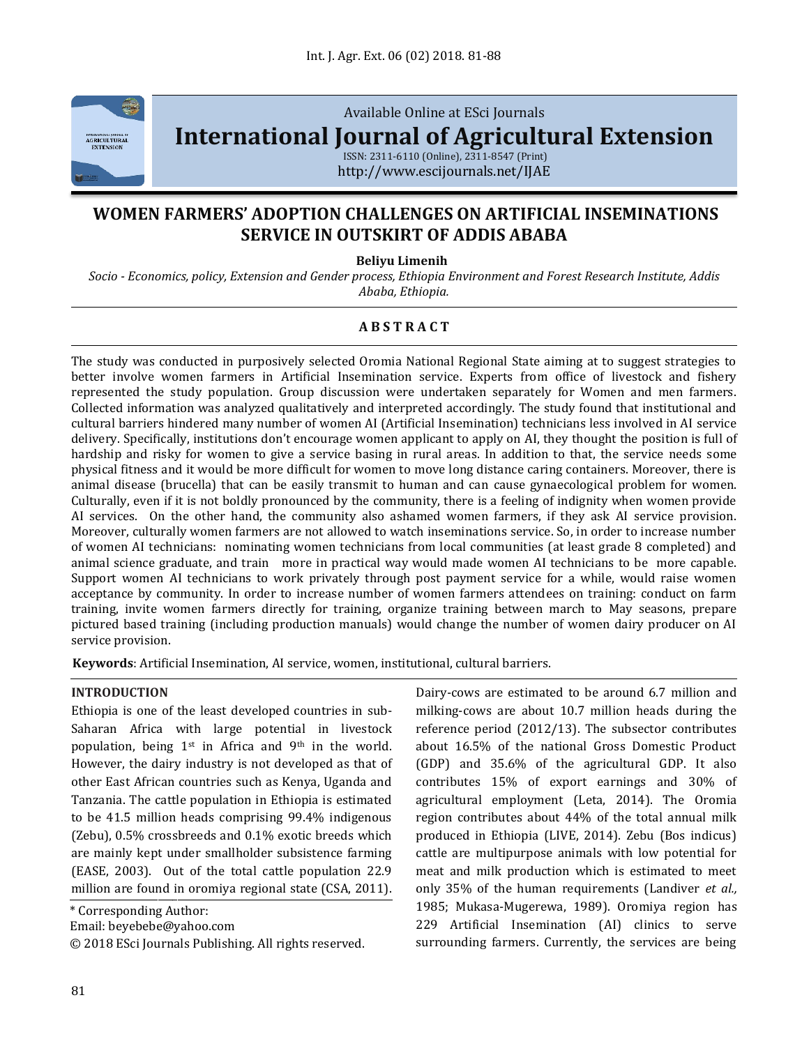Available Online at ESci Journals

**International Journal of Agricultural Extension**

ISSN: 2311-6110 (Online), 2311-8547 (Print)
http://www.escijournals.net/IJAE

# WOMEN FARMERS' ADOPTION CHALLENGES ON ARTIFICIAL INSEMINATIONS SERVICE IN OUTSKIRT OF ADDIS ABABA

**Beliyu Limenih**

*Socio - Economics, policy, Extension and Gender process, Ethiopia Environment and Forest Research Institute, Addis Ababa, Ethiopia.*

## ABSTRACT

The study was conducted in purposively selected Oromia National Regional State aiming at to suggest strategies to better involve women farmers in Artificial Insemination service. Experts from office of livestock and fishery represented the study population. Group discussion were undertaken separately for Women and men farmers. Collected information was analyzed qualitatively and interpreted accordingly. The study found that institutional and cultural barriers hindered many number of women AI (Artificial Insemination) technicians less involved in AI service delivery. Specifically, institutions don't encourage women applicant to apply on AI, they thought the position is full of hardship and risky for women to give a service basing in rural areas. In addition to that, the service needs some physical fitness and it would be more difficult for women to move long distance caring containers. Moreover, there is animal disease (brucella) that can be easily transmit to human and can cause gynaecological problem for women. Culturally, even if it is not boldly pronounced by the community, there is a feeling of indignity when women provide AI services. On the other hand, the community also ashamed women farmers, if they ask AI service provision. Moreover, culturally women farmers are not allowed to watch inseminations service. So, in order to increase number of women AI technicians: nominating women technicians from local communities (at least grade 8 completed) and animal science graduate, and train more in practical way would made women AI technicians to be more capable. Support women AI technicians to work privately through post payment service for a while, would raise women acceptance by community. In order to increase number of women farmers attendees on training: conduct on farm training, invite women farmers directly for training, organize training between march to May seasons, prepare pictured based training (including production manuals) would change the number of women dairy producer on AI service provision.

**Keywords**: Artificial Insemination, AI service, women, institutional, cultural barriers.

## INTRODUCTION

Ethiopia is one of the least developed countries in sub-Saharan Africa with large potential in livestock population, being 1st in Africa and 9th in the world. However, the dairy industry is not developed as that of other East African countries such as Kenya, Uganda and Tanzania. The cattle population in Ethiopia is estimated to be 41.5 million heads comprising 99.4% indigenous (Zebu), 0.5% crossbreeds and 0.1% exotic breeds which are mainly kept under smallholder subsistence farming (EASE, 2003). Out of the total cattle population 22.9 million are found in oromiya regional state (CSA, 2011). Dairy-cows are estimated to be around 6.7 million and milking-cows are about 10.7 million heads during the reference period (2012/13). The subsector contributes about 16.5% of the national Gross Domestic Product (GDP) and 35.6% of the agricultural GDP. It also contributes 15% of export earnings and 30% of agricultural employment (Leta, 2014). The Oromia region contributes about 44% of the total annual milk produced in Ethiopia (LIVE, 2014). Zebu (Bos indicus) cattle are multipurpose animals with low potential for meat and milk production which is estimated to meet only 35% of the human requirements (Landiver *et al.,* 1985; Mukasa-Mugerewa, 1989). Oromia region has 229 Artificial Insemination (AI) clinics to serve surrounding farmers. Currently, the services are being

\* Corresponding Author:
Email: beyebebe@yahoo.com
© 2018 ESci Journals Publishing. All rights reserved.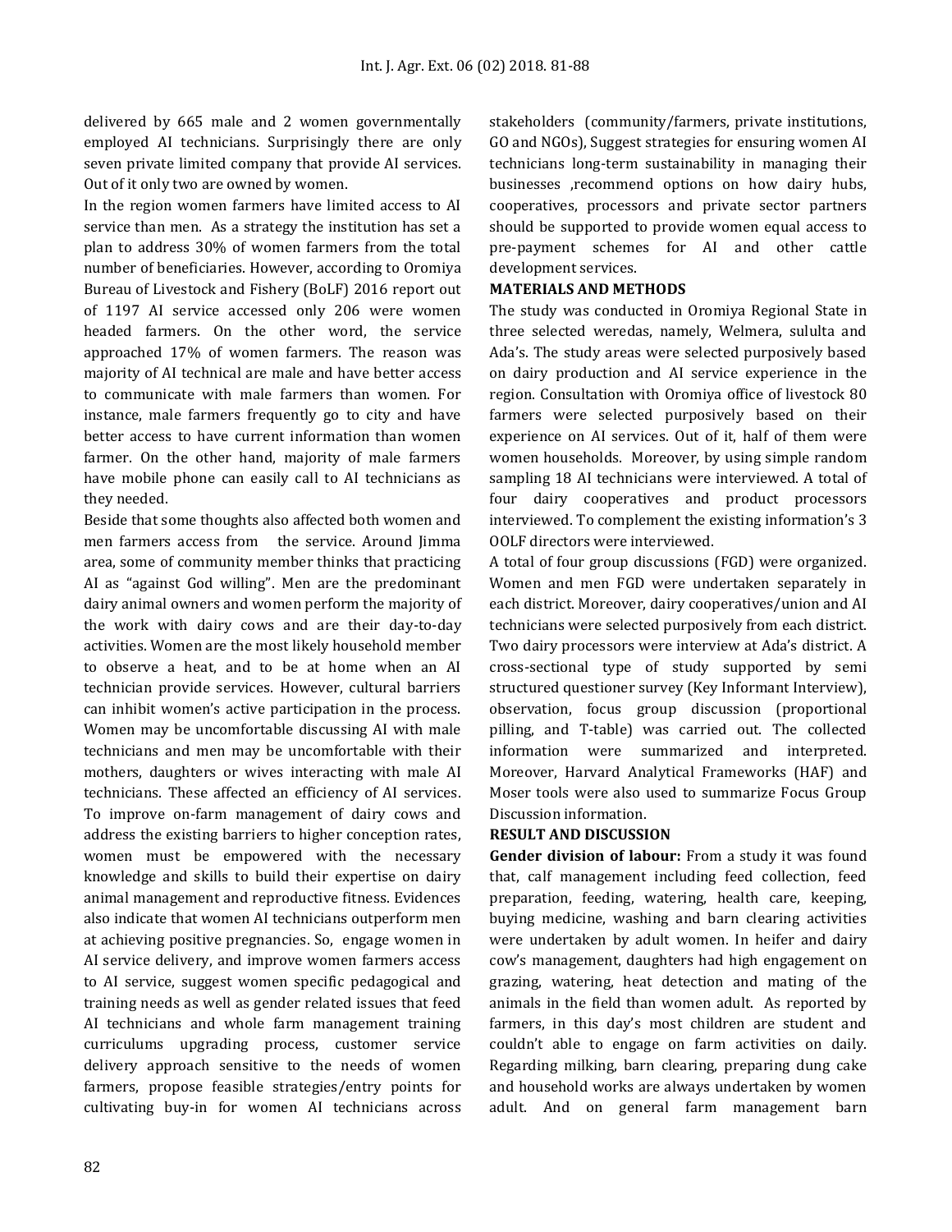delivered by 665 male and 2 women governmentally employed AI technicians. Surprisingly there are only seven private limited company that provide AI services. Out of it only two are owned by women.

In the region women farmers have limited access to AI service than men. As a strategy the institution has set a plan to address 30% of women farmers from the total number of beneficiaries. However, according to Oromiya Bureau of Livestock and Fishery (BoLF) 2016 report out of 1197 AI service accessed only 206 were women headed farmers. On the other word, the service approached 17% of women farmers. The reason was majority of AI technical are male and have better access to communicate with male farmers than women. For instance, male farmers frequently go to city and have better access to have current information than women farmer. On the other hand, majority of male farmers have mobile phone can easily call to AI technicians as they needed.

Beside that some thoughts also affected both women and men farmers access from the service. Around Jimma area, some of community member thinks that practicing AI as "against God willing". Men are the predominant dairy animal owners and women perform the majority of the work with dairy cows and are their day-to-day activities. Women are the most likely household member to observe a heat, and to be at home when an AI technician provide services. However, cultural barriers can inhibit women's active participation in the process. Women may be uncomfortable discussing AI with male technicians and men may be uncomfortable with their mothers, daughters or wives interacting with male AI technicians. These affected an efficiency of AI services. To improve on-farm management of dairy cows and address the existing barriers to higher conception rates, women must be empowered with the necessary knowledge and skills to build their expertise on dairy animal management and reproductive fitness. Evidences also indicate that women AI technicians outperform men at achieving positive pregnancies. So, engage women in AI service delivery, and improve women farmers access to AI service, suggest women specific pedagogical and training needs as well as gender related issues that feed AI technicians and whole farm management training curriculums upgrading process, customer service delivery approach sensitive to the needs of women farmers, propose feasible strategies/entry points for cultivating buy-in for women AI technicians across stakeholders (community/farmers, private institutions, GO and NGOs), Suggest strategies for ensuring women AI technicians long-term sustainability in managing their businesses ,recommend options on how dairy hubs, cooperatives, processors and private sector partners should be supported to provide women equal access to pre-payment schemes for AI and other cattle development services.

## MATERIALS AND METHODS

The study was conducted in Oromiya Regional State in three selected weredas, namely, Welmera, sululta and Ada's. The study areas were selected purposively based on dairy production and AI service experience in the region. Consultation with Oromiya office of livestock 80 farmers were selected purposively based on their experience on AI services. Out of it, half of them were women households. Moreover, by using simple random sampling 18 AI technicians were interviewed. A total of four dairy cooperatives and product processors interviewed. To complement the existing information's 3 OOLF directors were interviewed.

A total of four group discussions (FGD) were organized. Women and men FGD were undertaken separately in each district. Moreover, dairy cooperatives/union and AI technicians were selected purposively from each district. Two dairy processors were interview at Ada's district. A cross-sectional type of study supported by semi structured questioner survey (Key Informant Interview), observation, focus group discussion (proportional pilling, and T-table) was carried out. The collected information were summarized and interpreted. Moreover, Harvard Analytical Frameworks (HAF) and Moser tools were also used to summarize Focus Group Discussion information.

## RESULT AND DISCUSSION

**Gender division of labour:** From a study it was found that, calf management including feed collection, feed preparation, feeding, watering, health care, keeping, buying medicine, washing and barn clearing activities were undertaken by adult women. In heifer and dairy cow's management, daughters had high engagement on grazing, watering, heat detection and mating of the animals in the field than women adult. As reported by farmers, in this day's most children are student and couldn't able to engage on farm activities on daily. Regarding milking, barn clearing, preparing dung cake and household works are always undertaken by women adult. And on general farm management barn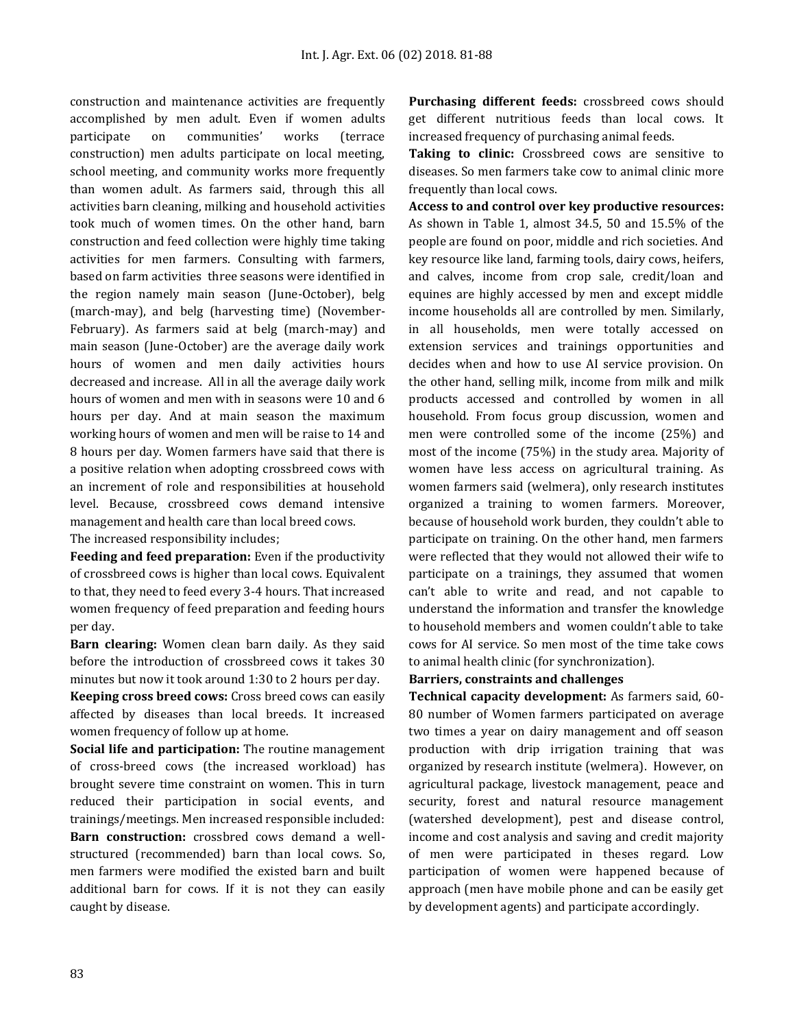construction and maintenance activities are frequently accomplished by men adult. Even if women adults participate on communities' works (terrace construction) men adults participate on local meeting, school meeting, and community works more frequently than women adult. As farmers said, through this all activities barn cleaning, milking and household activities took much of women times. On the other hand, barn construction and feed collection were highly time taking activities for men farmers. Consulting with farmers, based on farm activities three seasons were identified in the region namely main season (June-October), belg (march-may), and belg (harvesting time) (November-February). As farmers said at belg (march-may) and main season (June-October) are the average daily work hours of women and men daily activities hours decreased and increase. All in all the average daily work hours of women and men with in seasons were 10 and 6 hours per day. And at main season the maximum working hours of women and men will be raise to 14 and 8 hours per day. Women farmers have said that there is a positive relation when adopting crossbreed cows with an increment of role and responsibilities at household level. Because, crossbreed cows demand intensive management and health care than local breed cows.

The increased responsibility includes;

**Feeding and feed preparation:** Even if the productivity of crossbreed cows is higher than local cows. Equivalent to that, they need to feed every 3-4 hours. That increased women frequency of feed preparation and feeding hours per day.

**Barn clearing:** Women clean barn daily. As they said before the introduction of crossbreed cows it takes 30 minutes but now it took around 1:30 to 2 hours per day.

**Keeping cross breed cows:** Cross breed cows can easily affected by diseases than local breeds. It increased women frequency of follow up at home.

**Social life and participation:** The routine management of cross-breed cows (the increased workload) has brought severe time constraint on women. This in turn reduced their participation in social events, and trainings/meetings. Men increased responsible included:

**Barn construction:** crossbred cows demand a well-structured (recommended) barn than local cows. So, men farmers were modified the existed barn and built additional barn for cows. If it is not they can easily caught by disease.

**Purchasing different feeds:** crossbreed cows should get different nutritious feeds than local cows. It increased frequency of purchasing animal feeds.

**Taking to clinic:** Crossbreed cows are sensitive to diseases. So men farmers take cow to animal clinic more frequently than local cows.

**Access to and control over key productive resources:** As shown in Table 1, almost 34.5, 50 and 15.5% of the people are found on poor, middle and rich societies. And key resource like land, farming tools, dairy cows, heifers, and calves, income from crop sale, credit/loan and equines are highly accessed by men and except middle income households all are controlled by men. Similarly, in all households, men were totally accessed on extension services and trainings opportunities and decides when and how to use AI service provision. On the other hand, selling milk, income from milk and milk products accessed and controlled by women in all household. From focus group discussion, women and men were controlled some of the income (25%) and most of the income (75%) in the study area. Majority of women have less access on agricultural training. As women farmers said (welmera), only research institutes organized a training to women farmers. Moreover, because of household work burden, they couldn't able to participate on training. On the other hand, men farmers were reflected that they would not allowed their wife to participate on a trainings, they assumed that women can't able to write and read, and not capable to understand the information and transfer the knowledge to household members and women couldn't able to take cows for AI service. So men most of the time take cows to animal health clinic (for synchronization).

**Barriers, constraints and challenges**

**Technical capacity development:** As farmers said, 60-80 number of Women farmers participated on average two times a year on dairy management and off season production with drip irrigation training that was organized by research institute (welmera). However, on agricultural package, livestock management, peace and security, forest and natural resource management (watershed development), pest and disease control, income and cost analysis and saving and credit majority of men were participated in theses regard. Low participation of women were happened because of approach (men have mobile phone and can be easily get by development agents) and participate accordingly.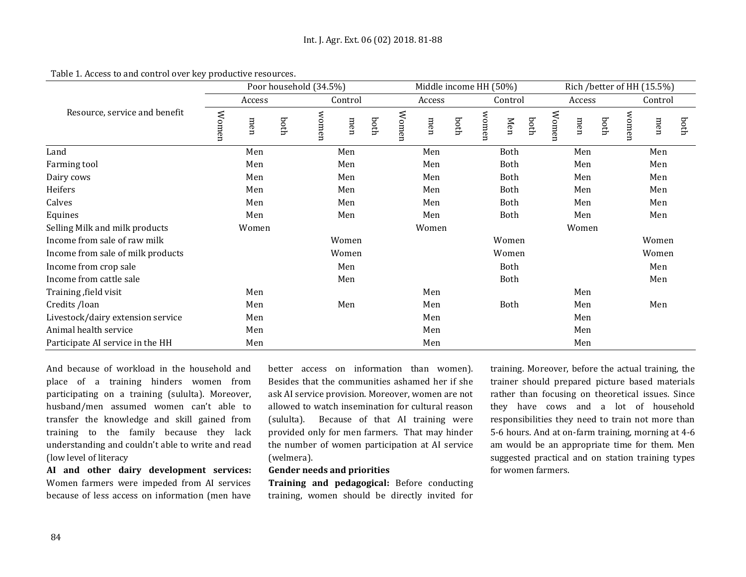Table 1. Access to and control over key productive resources.

| Resource, service and benefit | Poor household (34.5%) | | | | | | Middle income HH (50%) | | | | | | Rich /better of HH (15.5%) | | | | | |
|---|---|---|---|---|---|---|---|---|---|---|---|---|---|---|---|---|---|---|
| | Access | | | Control | | | Access | | | Control | | | Access | | | Control | | |
| | Women | men | both | women | men | both | Women | men | both | women | Men | both | Women | men | both | women | men | both |
| Land | | Men | | | Men | | | Men | | | Both | | | Men | | | Men | |
| Farming tool | | Men | | | Men | | | Men | | | Both | | | Men | | | Men | |
| Dairy cows | | Men | | | Men | | | Men | | | Both | | | Men | | | Men | |
| Heifers | | Men | | | Men | | | Men | | | Both | | | Men | | | Men | |
| Calves | | Men | | | Men | | | Men | | | Both | | | Men | | | Men | |
| Equines | | Men | | | Men | | | Men | | | Both | | | Men | | | Men | |
| Selling Milk and milk products | | Women | | | | | | Women | | | | | | Women | | | | |
| Income from sale of raw milk | | | | | Women | | | | | | Women | | | | | | Women | |
| Income from sale of milk products | | | | | Women | | | | | | Women | | | | | | Women | |
| Income from crop sale | | | | | Men | | | | | | Both | | | | | | Men | |
| Income from cattle sale | | | | | Men | | | | | | Both | | | | | | Men | |
| Training ,field visit | | Men | | | | | | Men | | | | | | Men | | | | |
| Credits /loan | | Men | | | Men | | | Men | | | Both | | | Men | | | Men | |
| Livestock/dairy extension service | | Men | | | | | | Men | | | | | | Men | | | | |
| Animal health service | | Men | | | | | | Men | | | | | | Men | | | | |
| Participate AI service in the HH | | Men | | | | | | Men | | | | | | Men | | | | |

And because of workload in the household and place of a training hinders women from participating on a training (sululta). Moreover, husband/men assumed women can't able to transfer the knowledge and skill gained from training to the family because they lack understanding and couldn't able to write and read (low level of literacy

**AI and other dairy development services:** Women farmers were impeded from AI services because of less access on information (men have better access on information than women). Besides that the communities ashamed her if she ask AI service provision. Moreover, women are not allowed to watch insemination for cultural reason (sululta). Because of that AI training were provided only for men farmers. That may hinder the number of women participation at AI service (welmera).

**Gender needs and priorities**

**Training and pedagogical:** Before conducting training, women should be directly invited for training. Moreover, before the actual training, the trainer should prepared picture based materials rather than focusing on theoretical issues. Since they have cows and a lot of household responsibilities they need to train not more than 5-6 hours. And at on-farm training, morning at 4-6 am would be an appropriate time for them. Men suggested practical and on station training types for women farmers.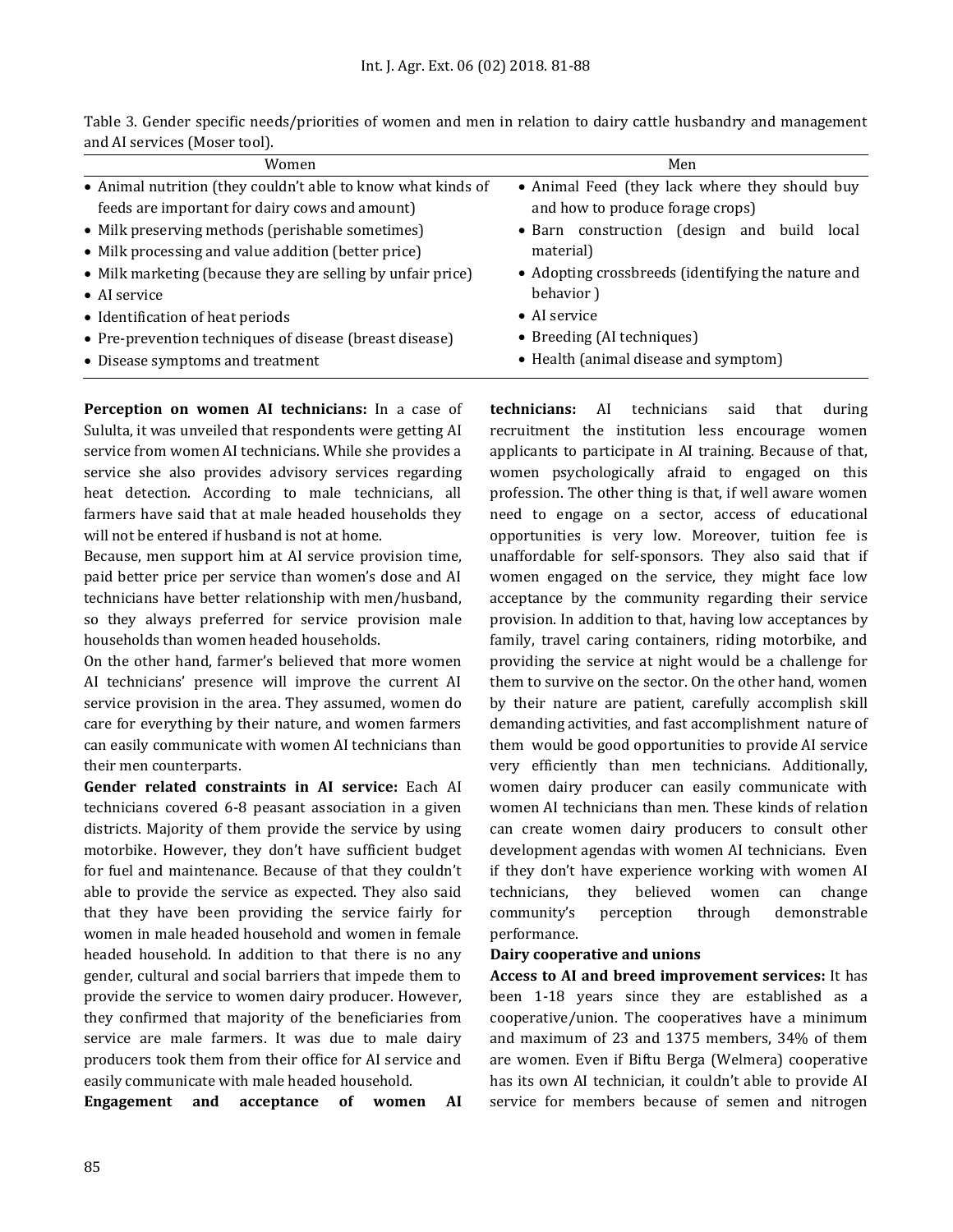Table 3. Gender specific needs/priorities of women and men in relation to dairy cattle husbandry and management and AI services (Moser tool).

| Women | Men |
|---|---|
| • Animal nutrition (they couldn't able to know what kinds of feeds are important for dairy cows and amount)<br>• Milk preserving methods (perishable sometimes)<br>• Milk processing and value addition (better price)<br>• Milk marketing (because they are selling by unfair price)<br>• AI service<br>• Identification of heat periods<br>• Pre-prevention techniques of disease (breast disease)<br>• Disease symptoms and treatment | • Animal Feed (they lack where they should buy and how to produce forage crops)<br>• Barn construction (design and build local material)<br>• Adopting crossbreeds (identifying the nature and behavior )<br>• AI service<br>• Breeding (AI techniques)<br>• Health (animal disease and symptom) |

**Perception on women AI technicians:** In a case of Sululta, it was unveiled that respondents were getting AI service from women AI technicians. While she provides a service she also provides advisory services regarding heat detection. According to male technicians, all farmers have said that at male headed households they will not be entered if husband is not at home.

Because, men support him at AI service provision time, paid better price per service than women's dose and AI technicians have better relationship with men/husband, so they always preferred for service provision male households than women headed households.

On the other hand, farmer's believed that more women AI technicians' presence will improve the current AI service provision in the area. They assumed, women do care for everything by their nature, and women farmers can easily communicate with women AI technicians than their men counterparts.

**Gender related constraints in AI service:** Each AI technicians covered 6-8 peasant association in a given districts. Majority of them provide the service by using motorbike. However, they don't have sufficient budget for fuel and maintenance. Because of that they couldn't able to provide the service as expected. They also said that they have been providing the service fairly for women in male headed household and women in female headed household. In addition to that there is no any gender, cultural and social barriers that impede them to provide the service to women dairy producer. However, they confirmed that majority of the beneficiaries from service are male farmers. It was due to male dairy producers took them from their office for AI service and easily communicate with male headed household.

**Engagement and acceptance of women AI technicians:** AI technicians said that during recruitment the institution less encourage women applicants to participate in AI training. Because of that, women psychologically afraid to engaged on this profession. The other thing is that, if well aware women need to engage on a sector, access of educational opportunities is very low. Moreover, tuition fee is unaffordable for self-sponsors. They also said that if women engaged on the service, they might face low acceptance by the community regarding their service provision. In addition to that, having low acceptances by family, travel caring containers, riding motorbike, and providing the service at night would be a challenge for them to survive on the sector. On the other hand, women by their nature are patient, carefully accomplish skill demanding activities, and fast accomplishment nature of them would be good opportunities to provide AI service very efficiently than men technicians. Additionally, women dairy producer can easily communicate with women AI technicians than men. These kinds of relation can create women dairy producers to consult other development agendas with women AI technicians. Even if they don't have experience working with women AI technicians, they believed women can change community's perception through demonstrable performance.

**Dairy cooperative and unions**

**Access to AI and breed improvement services:** It has been 1-18 years since they are established as a cooperative/union. The cooperatives have a minimum and maximum of 23 and 1375 members, 34% of them are women. Even if Biftu Berga (Welmera) cooperative has its own AI technician, it couldn't able to provide AI service for members because of semen and nitrogen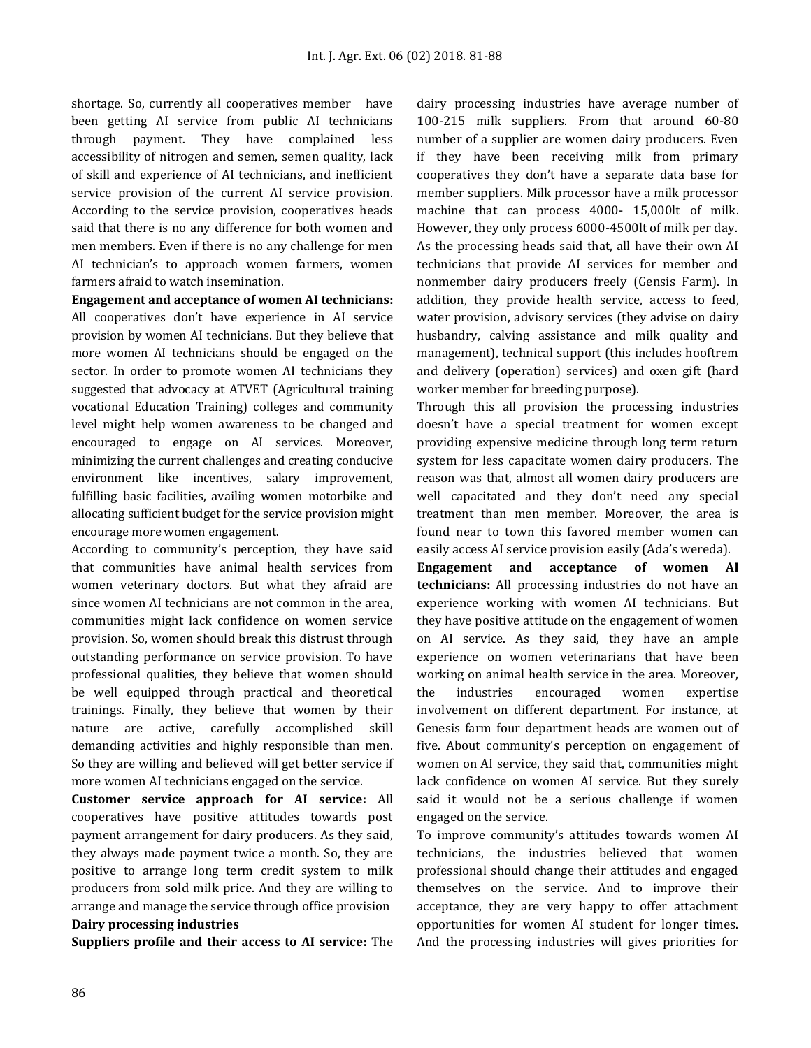shortage. So, currently all cooperatives member have been getting AI service from public AI technicians through payment. They have complained less accessibility of nitrogen and semen, semen quality, lack of skill and experience of AI technicians, and inefficient service provision of the current AI service provision. According to the service provision, cooperatives heads said that there is no any difference for both women and men members. Even if there is no any challenge for men AI technician's to approach women farmers, women farmers afraid to watch insemination.

**Engagement and acceptance of women AI technicians:** All cooperatives don't have experience in AI service provision by women AI technicians. But they believe that more women AI technicians should be engaged on the sector. In order to promote women AI technicians they suggested that advocacy at ATVET (Agricultural training vocational Education Training) colleges and community level might help women awareness to be changed and encouraged to engage on AI services. Moreover, minimizing the current challenges and creating conducive environment like incentives, salary improvement, fulfilling basic facilities, availing women motorbike and allocating sufficient budget for the service provision might encourage more women engagement.

According to community's perception, they have said that communities have animal health services from women veterinary doctors. But what they afraid are since women AI technicians are not common in the area, communities might lack confidence on women service provision. So, women should break this distrust through outstanding performance on service provision. To have professional qualities, they believe that women should be well equipped through practical and theoretical trainings. Finally, they believe that women by their nature are active, carefully accomplished skill demanding activities and highly responsible than men. So they are willing and believed will get better service if more women AI technicians engaged on the service.

**Customer service approach for AI service:** All cooperatives have positive attitudes towards post payment arrangement for dairy producers. As they said, they always made payment twice a month. So, they are positive to arrange long term credit system to milk producers from sold milk price. And they are willing to arrange and manage the service through office provision

**Dairy processing industries**

**Suppliers profile and their access to AI service:** The dairy processing industries have average number of 100-215 milk suppliers. From that around 60-80 number of a supplier are women dairy producers. Even if they have been receiving milk from primary cooperatives they don't have a separate data base for member suppliers. Milk processor have a milk processor machine that can process 4000- 15,000lt of milk. However, they only process 6000-4500lt of milk per day. As the processing heads said that, all have their own AI technicians that provide AI services for member and nonmember dairy producers freely (Gensis Farm). In addition, they provide health service, access to feed, water provision, advisory services (they advise on dairy husbandry, calving assistance and milk quality and management), technical support (this includes hooftrem and delivery (operation) services) and oxen gift (hard worker member for breeding purpose).

Through this all provision the processing industries doesn't have a special treatment for women except providing expensive medicine through long term return system for less capacitate women dairy producers. The reason was that, almost all women dairy producers are well capacitated and they don't need any special treatment than men member. Moreover, the area is found near to town this favored member women can easily access AI service provision easily (Ada's wereda).

**Engagement and acceptance of women AI technicians:** All processing industries do not have an experience working with women AI technicians. But they have positive attitude on the engagement of women on AI service. As they said, they have an ample experience on women veterinarians that have been working on animal health service in the area. Moreover, the industries encouraged women expertise involvement on different department. For instance, at Genesis farm four department heads are women out of five. About community's perception on engagement of women on AI service, they said that, communities might lack confidence on women AI service. But they surely said it would not be a serious challenge if women engaged on the service.

To improve community's attitudes towards women AI technicians, the industries believed that women professional should change their attitudes and engaged themselves on the service. And to improve their acceptance, they are very happy to offer attachment opportunities for women AI student for longer times. And the processing industries will gives priorities for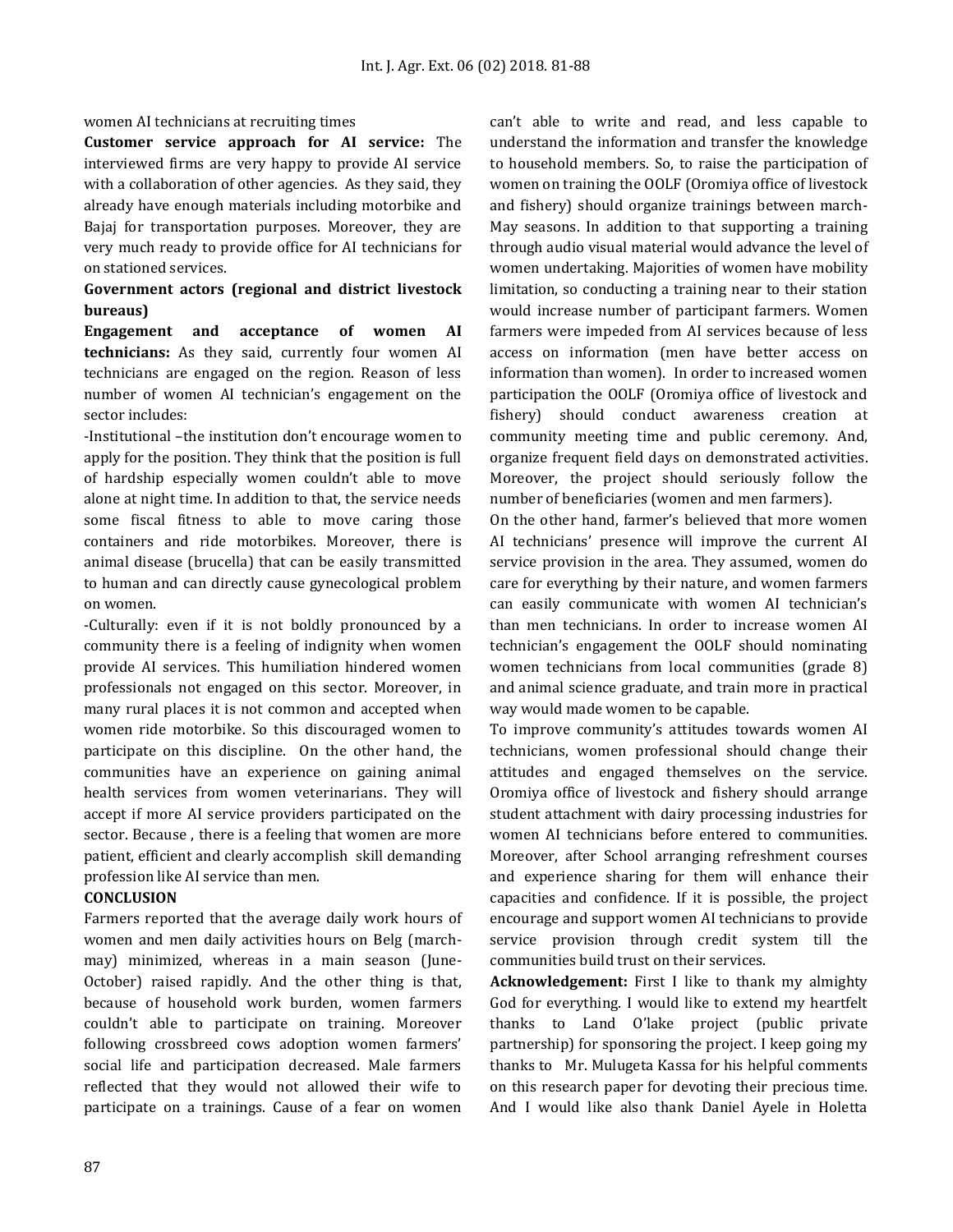women AI technicians at recruiting times

**Customer service approach for AI service:** The interviewed firms are very happy to provide AI service with a collaboration of other agencies. As they said, they already have enough materials including motorbike and Bajaj for transportation purposes. Moreover, they are very much ready to provide office for AI technicians for on stationed services.

**Government actors (regional and district livestock bureaus)**

**Engagement and acceptance of women AI technicians:** As they said, currently four women AI technicians are engaged on the region. Reason of less number of women AI technician's engagement on the sector includes:

-Institutional –the institution don't encourage women to apply for the position. They think that the position is full of hardship especially women couldn't able to move alone at night time. In addition to that, the service needs some fiscal fitness to able to move caring those containers and ride motorbikes. Moreover, there is animal disease (brucella) that can be easily transmitted to human and can directly cause gynecological problem on women.

-Culturally: even if it is not boldly pronounced by a community there is a feeling of indignity when women provide AI services. This humiliation hindered women professionals not engaged on this sector. Moreover, in many rural places it is not common and accepted when women ride motorbike. So this discouraged women to participate on this discipline. On the other hand, the communities have an experience on gaining animal health services from women veterinarians. They will accept if more AI service providers participated on the sector. Because , there is a feeling that women are more patient, efficient and clearly accomplish skill demanding profession like AI service than men.

**CONCLUSION**

Farmers reported that the average daily work hours of women and men daily activities hours on Belg (march-may) minimized, whereas in a main season (June-October) raised rapidly. And the other thing is that, because of household work burden, women farmers couldn't able to participate on training. Moreover following crossbreed cows adoption women farmers' social life and participation decreased. Male farmers reflected that they would not allowed their wife to participate on a trainings. Cause of a fear on women can't able to write and read, and less capable to understand the information and transfer the knowledge to household members. So, to raise the participation of women on training the OOLF (Oromiya office of livestock and fishery) should organize trainings between march-May seasons. In addition to that supporting a training through audio visual material would advance the level of women undertaking. Majorities of women have mobility limitation, so conducting a training near to their station would increase number of participant farmers. Women farmers were impeded from AI services because of less access on information (men have better access on information than women). In order to increased women participation the OOLF (Oromiya office of livestock and fishery) should conduct awareness creation at community meeting time and public ceremony. And, organize frequent field days on demonstrated activities. Moreover, the project should seriously follow the number of beneficiaries (women and men farmers).

On the other hand, farmer's believed that more women AI technicians' presence will improve the current AI service provision in the area. They assumed, women do care for everything by their nature, and women farmers can easily communicate with women AI technician's than men technicians. In order to increase women AI technician's engagement the OOLF should nominating women technicians from local communities (grade 8) and animal science graduate, and train more in practical way would made women to be capable.

To improve community's attitudes towards women AI technicians, women professional should change their attitudes and engaged themselves on the service. Oromiya office of livestock and fishery should arrange student attachment with dairy processing industries for women AI technicians before entered to communities. Moreover, after School arranging refreshment courses and experience sharing for them will enhance their capacities and confidence. If it is possible, the project encourage and support women AI technicians to provide service provision through credit system till the communities build trust on their services.

**Acknowledgement:** First I like to thank my almighty God for everything. I would like to extend my heartfelt thanks to Land O'lake project (public private partnership) for sponsoring the project. I keep going my thanks to Mr. Mulugeta Kassa for his helpful comments on this research paper for devoting their precious time. And I would like also thank Daniel Ayele in Holetta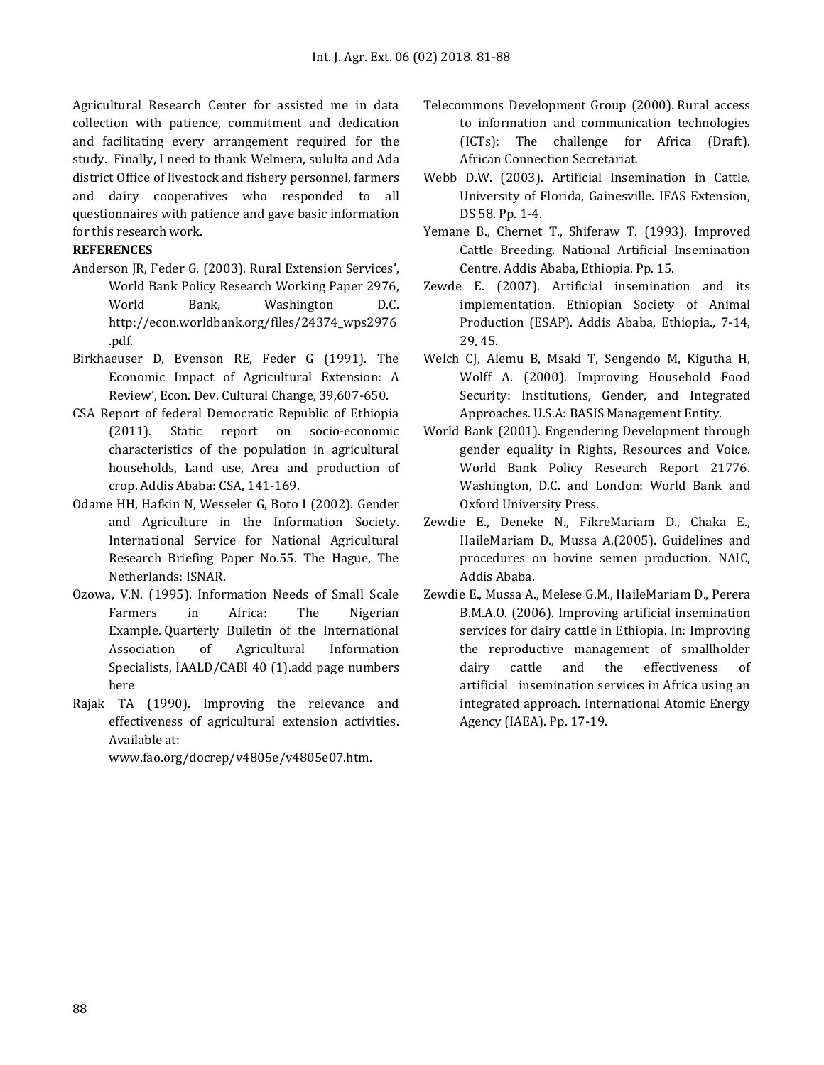Agricultural Research Center for assisted me in data collection with patience, commitment and dedication and facilitating every arrangement required for the study. Finally, I need to thank Welmera, sululta and Ada district Office of livestock and fishery personnel, farmers and dairy cooperatives who responded to all questionnaires with patience and gave basic information for this research work.

**REFERENCES**

Anderson JR, Feder G. (2003). Rural Extension Services', World Bank Policy Research Working Paper 2976, World Bank, Washington D.C. http://econ.worldbank.org/files/24374_wps2976.pdf.

Birkhaeuser D, Evenson RE, Feder G (1991). The Economic Impact of Agricultural Extension: A Review', Econ. Dev. Cultural Change, 39,607-650.

CSA Report of federal Democratic Republic of Ethiopia (2011). Static report on socio-economic characteristics of the population in agricultural households, Land use, Area and production of crop. Addis Ababa: CSA, 141-169.

Odame HH, Hafkin N, Wesseler G, Boto I (2002). Gender and Agriculture in the Information Society. International Service for National Agricultural Research Briefing Paper No.55. The Hague, The Netherlands: ISNAR.

Ozowa, V.N. (1995). Information Needs of Small Scale Farmers in Africa: The Nigerian Example. Quarterly Bulletin of the International Association of Agricultural Information Specialists, IAALD/CABI 40 (1).add page numbers here

Rajak TA (1990). Improving the relevance and effectiveness of agricultural extension activities. Available at: www.fao.org/docrep/v4805e/v4805e07.htm.

Telecommons Development Group (2000). Rural access to information and communication technologies (ICTs): The challenge for Africa (Draft). African Connection Secretariat.

Webb D.W. (2003). Artificial Insemination in Cattle. University of Florida, Gainesville. IFAS Extension, DS 58. Pp. 1-4.

Yemane B., Chernet T., Shiferaw T. (1993). Improved Cattle Breeding. National Artificial Insemination Centre. Addis Ababa, Ethiopia. Pp. 15.

Zewde E. (2007). Artificial insemination and its implementation. Ethiopian Society of Animal Production (ESAP). Addis Ababa, Ethiopia., 7-14, 29, 45.

Welch CJ, Alemu B, Msaki T, Sengendo M, Kigutha H, Wolff A. (2000). Improving Household Food Security: Institutions, Gender, and Integrated Approaches. U.S.A: BASIS Management Entity.

World Bank (2001). Engendering Development through gender equality in Rights, Resources and Voice. World Bank Policy Research Report 21776. Washington, D.C. and London: World Bank and Oxford University Press.

Zewdie E., Deneke N., FikreMariam D., Chaka E., HaileMariam D., Mussa A.(2005). Guidelines and procedures on bovine semen production. NAIC, Addis Ababa.

Zewdie E., Mussa A., Melese G.M., HaileMariam D., Perera B.M.A.O. (2006). Improving artificial insemination services for dairy cattle in Ethiopia. In: Improving the reproductive management of smallholder dairy cattle and the effectiveness of artificial insemination services in Africa using an integrated approach. International Atomic Energy Agency (IAEA). Pp. 17-19.